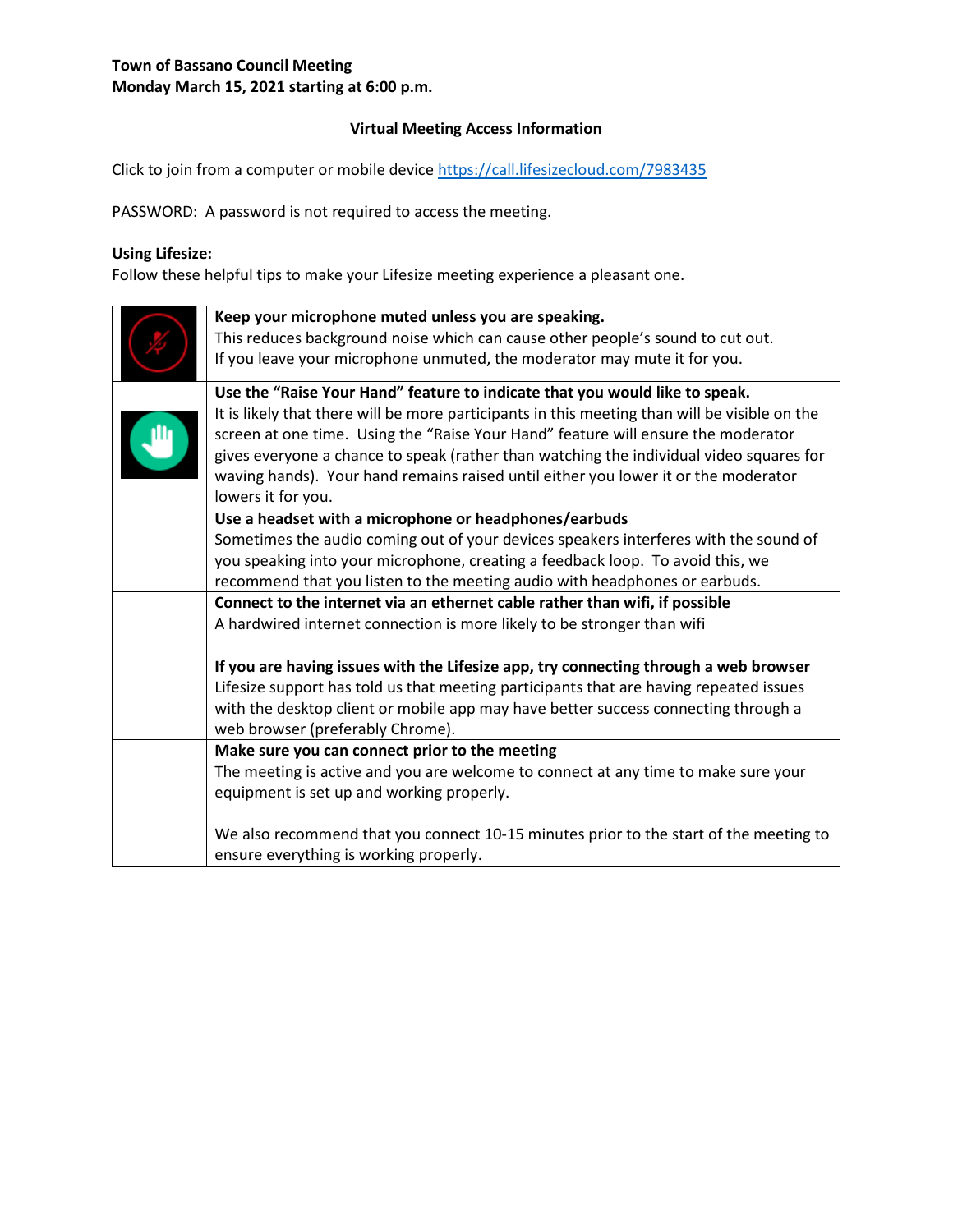**Town of Bassano Council Meeting**
**Monday March 15, 2021 starting at 6:00 p.m.**

## Virtual Meeting Access Information

Click to join from a computer or mobile device https://call.lifesizecloud.com/7983435

PASSWORD: A password is not required to access the meeting.

**Using Lifesize:**
Follow these helpful tips to make your Lifesize meeting experience a pleasant one.

| | |
|---|---|
| | **Keep your microphone muted unless you are speaking.** This reduces background noise which can cause other people's sound to cut out. If you leave your microphone unmuted, the moderator may mute it for you. |
| | **Use the "Raise Your Hand" feature to indicate that you would like to speak.** It is likely that there will be more participants in this meeting than will be visible on the screen at one time. Using the "Raise Your Hand" feature will ensure the moderator gives everyone a chance to speak (rather than watching the individual video squares for waving hands). Your hand remains raised until either you lower it or the moderator lowers it for you. |
| | **Use a headset with a microphone or headphones/earbuds** Sometimes the audio coming out of your devices speakers interferes with the sound of you speaking into your microphone, creating a feedback loop. To avoid this, we recommend that you listen to the meeting audio with headphones or earbuds. |
| | **Connect to the internet via an ethernet cable rather than wifi, if possible** A hardwired internet connection is more likely to be stronger than wifi |
| | **If you are having issues with the Lifesize app, try connecting through a web browser** Lifesize support has told us that meeting participants that are having repeated issues with the desktop client or mobile app may have better success connecting through a web browser (preferably Chrome). |
| | **Make sure you can connect prior to the meeting** The meeting is active and you are welcome to connect at any time to make sure your equipment is set up and working properly. We also recommend that you connect 10-15 minutes prior to the start of the meeting to ensure everything is working properly. |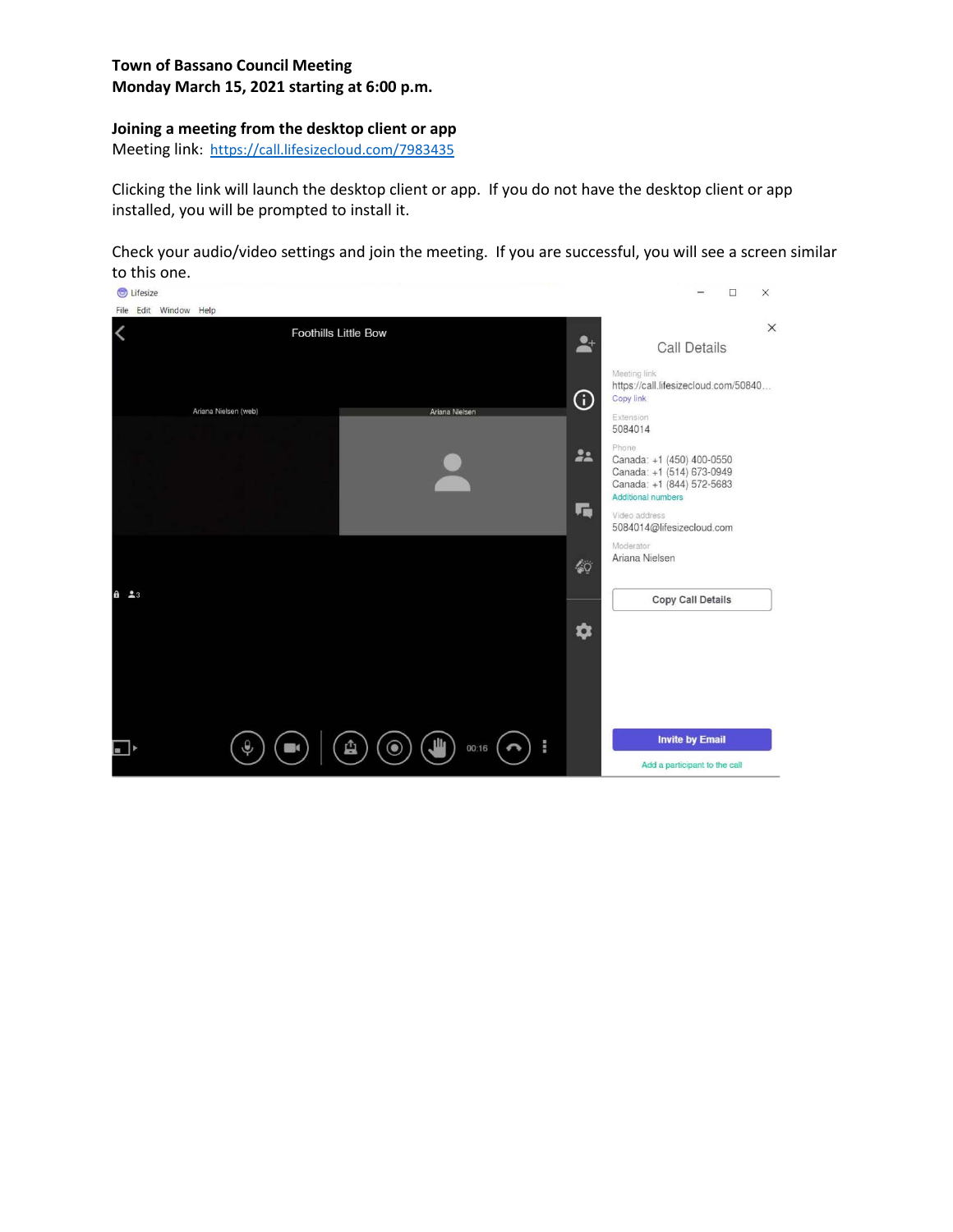**Town of Bassano Council Meeting**
**Monday March 15, 2021 starting at 6:00 p.m.**

**Joining a meeting from the desktop client or app**
Meeting link: https://call.lifesizecloud.com/7983435

Clicking the link will launch the desktop client or app. If you do not have the desktop client or app installed, you will be prompted to install it.

Check your audio/video settings and join the meeting. If you are successful, you will see a screen similar to this one.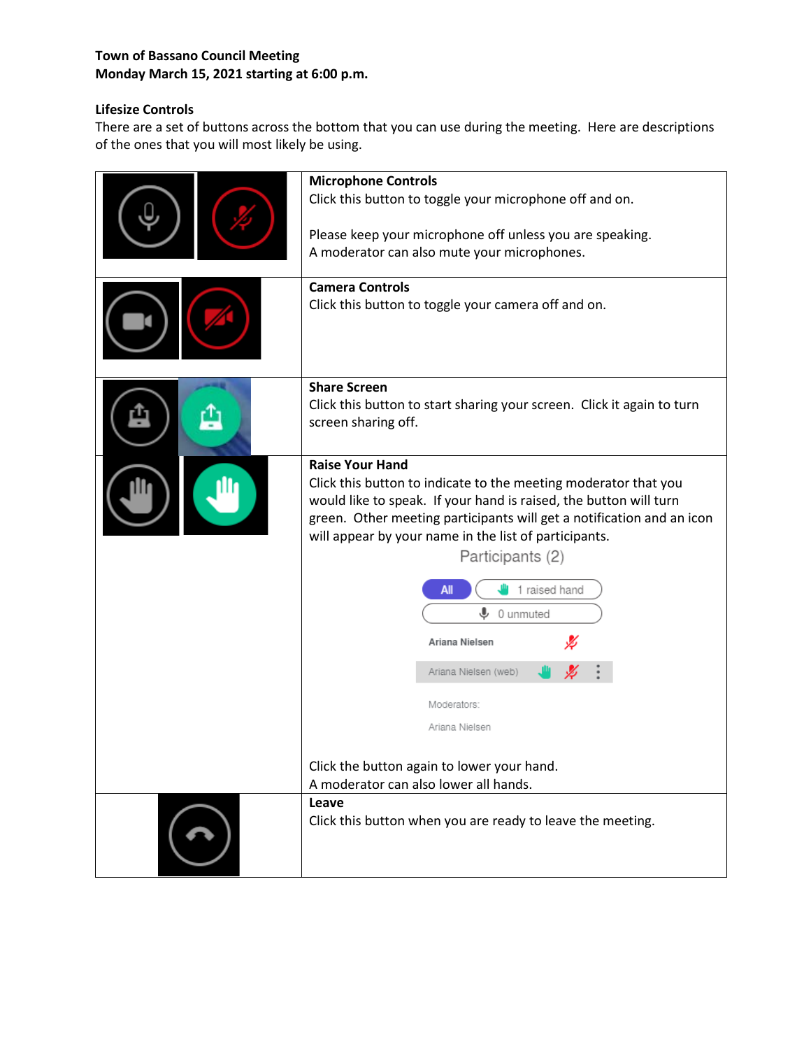**Town of Bassano Council Meeting**
**Monday March 15, 2021 starting at 6:00 p.m.**

**Lifesize Controls**
There are a set of buttons across the bottom that you can use during the meeting. Here are descriptions of the ones that you will most likely be using.

| | |
|---|---|
| | **Microphone Controls**<br>Click this button to toggle your microphone off and on.<br><br>Please keep your microphone off unless you are speaking.<br>A moderator can also mute your microphones. |
| | **Camera Controls**<br>Click this button to toggle your camera off and on. |
| | **Share Screen**<br>Click this button to start sharing your screen. Click it again to turn screen sharing off. |
| | **Raise Your Hand**<br>Click this button to indicate to the meeting moderator that you would like to speak. If your hand is raised, the button will turn green. Other meeting participants will get a notification and an icon will appear by your name in the list of participants.<br><br>Participants (2)<br>All / 1 raised hand<br>0 unmuted<br>Ariana Nielsen<br>Ariana Nielsen (web)<br>Moderators:<br>Ariana Nielsen<br><br>Click the button again to lower your hand.<br>A moderator can also lower all hands. |
| | **Leave**<br>Click this button when you are ready to leave the meeting. |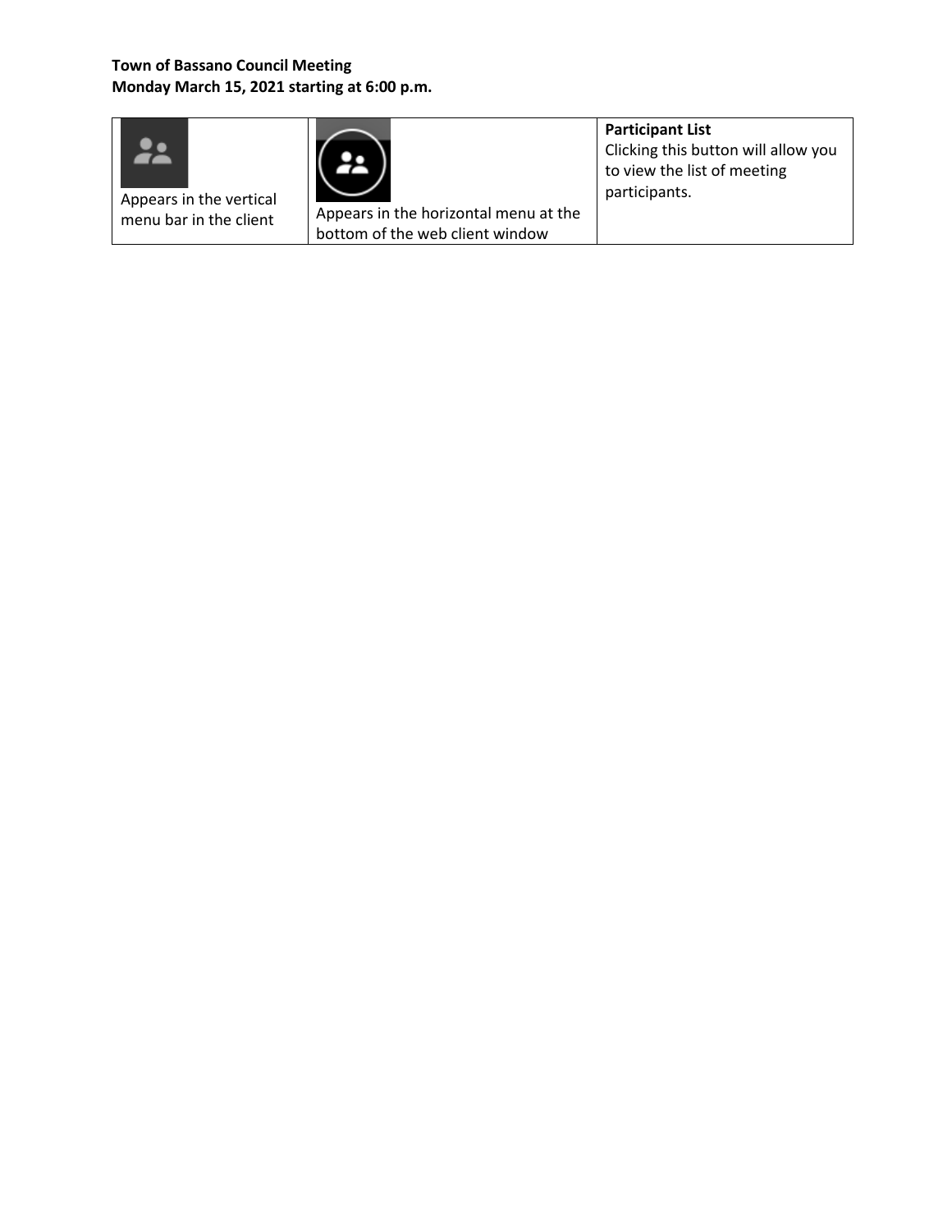**Town of Bassano Council Meeting**
**Monday March 15, 2021 starting at 6:00 p.m.**

| | | |
|---|---|---|
| Appears in the vertical menu bar in the client | Appears in the horizontal menu at the bottom of the web client window | **Participant List**<br>Clicking this button will allow you to view the list of meeting participants. |